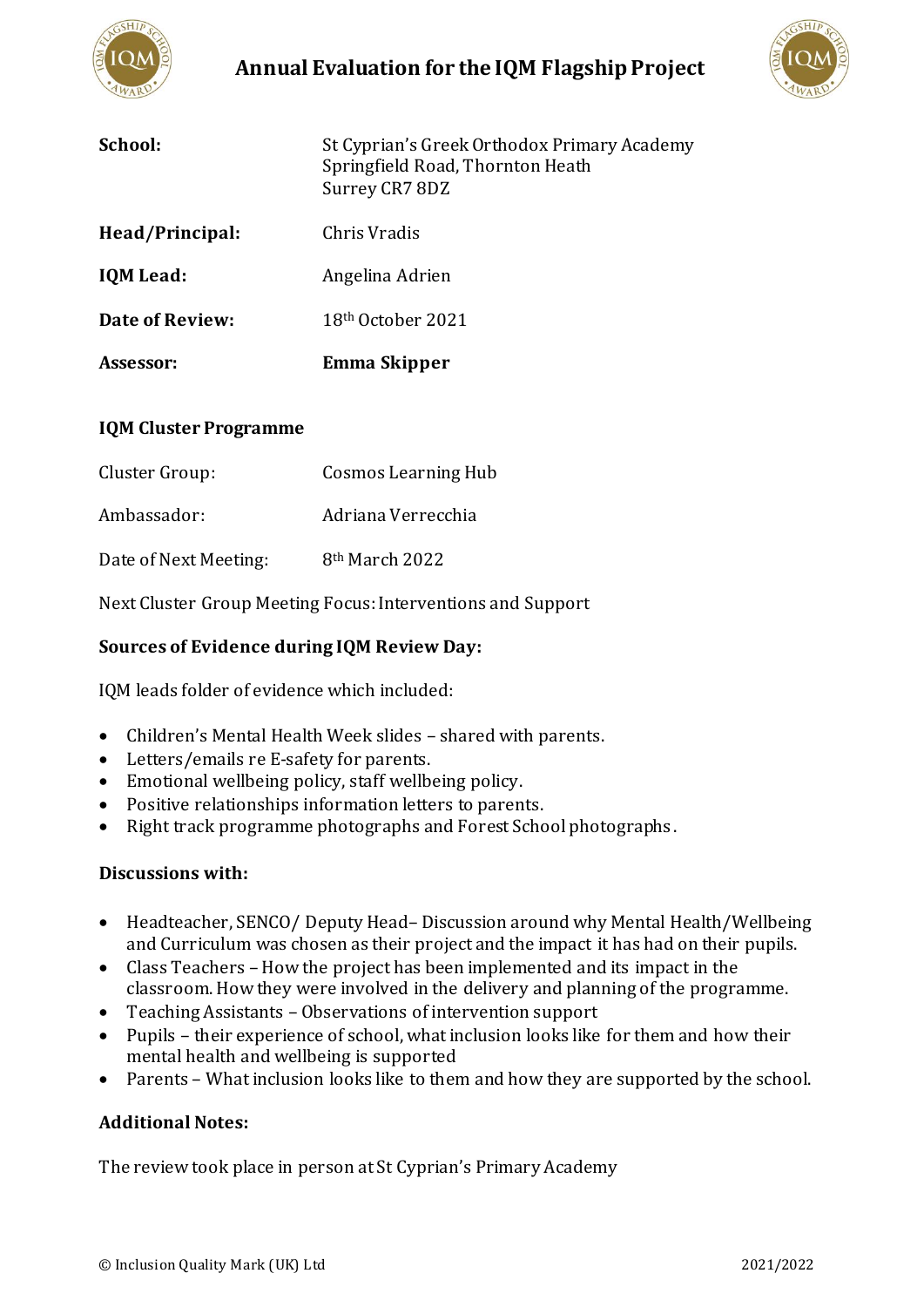# Annual Evaluation for the IQM Flagship Project

| | |
|---|---|
| **School:** | St Cyprian's Greek Orthodox Primary Academy<br>Springfield Road, Thornton Heath<br>Surrey CR7 8DZ |
| **Head/Principal:** | Chris Vradis |
| **IQM Lead:** | Angelina Adrien |
| **Date of Review:** | 18th October 2021 |
| **Assessor:** | **Emma Skipper** |

### IQM Cluster Programme

| | |
|---|---|
| Cluster Group: | Cosmos Learning Hub |
| Ambassador: | Adriana Verrecchia |
| Date of Next Meeting: | 8th March 2022 |

Next Cluster Group Meeting Focus: Interventions and Support

### Sources of Evidence during IQM Review Day:

IQM leads folder of evidence which included:

- Children's Mental Health Week slides – shared with parents.
- Letters/emails re E-safety for parents.
- Emotional wellbeing policy, staff wellbeing policy.
- Positive relationships information letters to parents.
- Right track programme photographs and Forest School photographs.

### Discussions with:

- Headteacher, SENCO/ Deputy Head– Discussion around why Mental Health/Wellbeing and Curriculum was chosen as their project and the impact it has had on their pupils.
- Class Teachers – How the project has been implemented and its impact in the classroom. How they were involved in the delivery and planning of the programme.
- Teaching Assistants – Observations of intervention support
- Pupils – their experience of school, what inclusion looks like for them and how their mental health and wellbeing is supported
- Parents – What inclusion looks like to them and how they are supported by the school.

### Additional Notes:

The review took place in person at St Cyprian's Primary Academy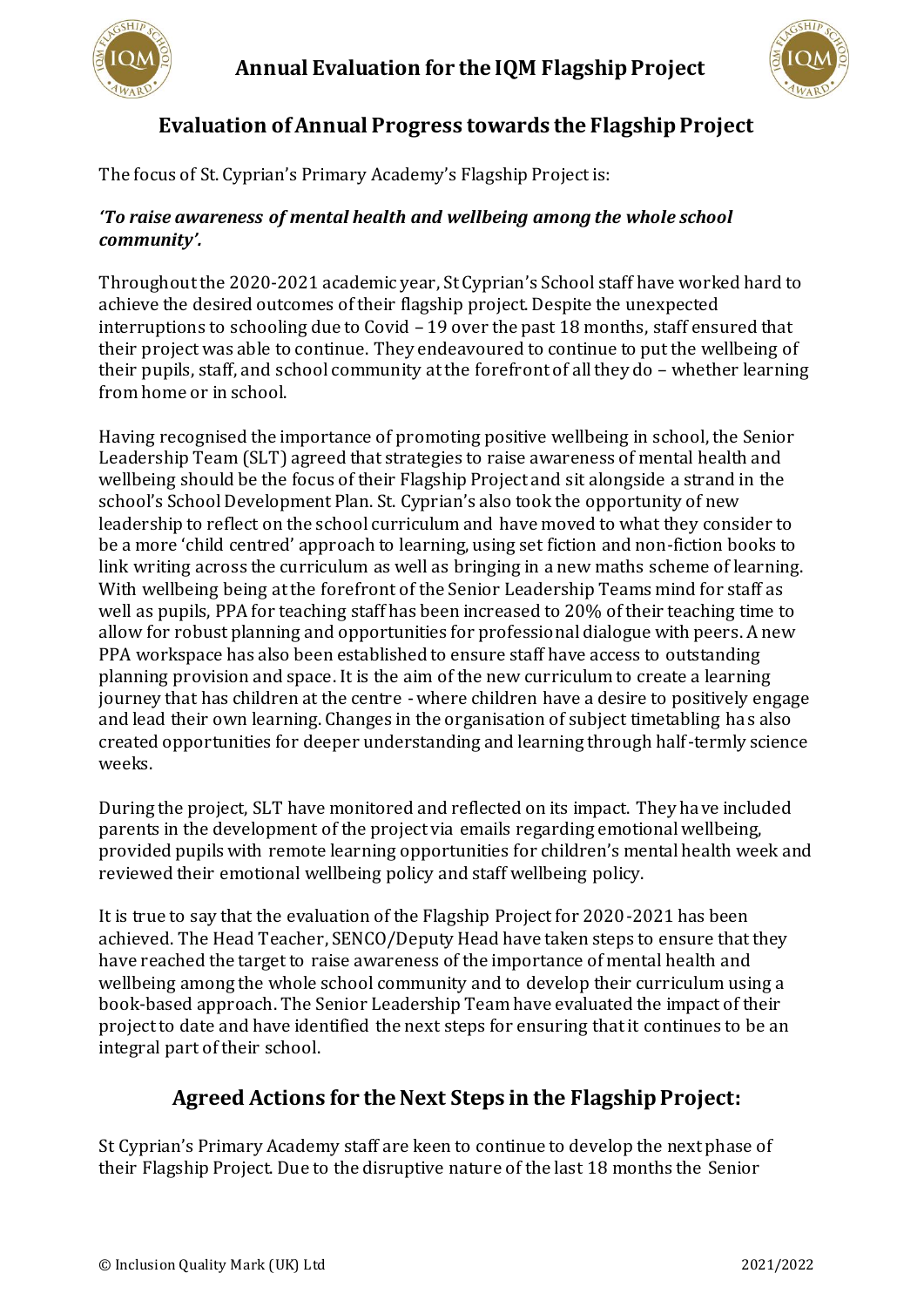## Evaluation of Annual Progress towards the Flagship Project

The focus of St. Cyprian's Primary Academy's Flagship Project is:

***'To raise awareness of mental health and wellbeing among the whole school community'.***

Throughout the 2020-2021 academic year, St Cyprian's School staff have worked hard to achieve the desired outcomes of their flagship project. Despite the unexpected interruptions to schooling due to Covid – 19 over the past 18 months, staff ensured that their project was able to continue. They endeavoured to continue to put the wellbeing of their pupils, staff, and school community at the forefront of all they do – whether learning from home or in school.

Having recognised the importance of promoting positive wellbeing in school, the Senior Leadership Team (SLT) agreed that strategies to raise awareness of mental health and wellbeing should be the focus of their Flagship Project and sit alongside a strand in the school's School Development Plan. St. Cyprian's also took the opportunity of new leadership to reflect on the school curriculum and have moved to what they consider to be a more 'child centred' approach to learning, using set fiction and non-fiction books to link writing across the curriculum as well as bringing in a new maths scheme of learning. With wellbeing being at the forefront of the Senior Leadership Teams mind for staff as well as pupils, PPA for teaching staff has been increased to 20% of their teaching time to allow for robust planning and opportunities for professional dialogue with peers. A new PPA workspace has also been established to ensure staff have access to outstanding planning provision and space. It is the aim of the new curriculum to create a learning journey that has children at the centre - where children have a desire to positively engage and lead their own learning. Changes in the organisation of subject timetabling has also created opportunities for deeper understanding and learning through half-termly science weeks.

During the project, SLT have monitored and reflected on its impact. They have included parents in the development of the project via emails regarding emotional wellbeing, provided pupils with remote learning opportunities for children's mental health week and reviewed their emotional wellbeing policy and staff wellbeing policy.

It is true to say that the evaluation of the Flagship Project for 2020-2021 has been achieved. The Head Teacher, SENCO/Deputy Head have taken steps to ensure that they have reached the target to raise awareness of the importance of mental health and wellbeing among the whole school community and to develop their curriculum using a book-based approach. The Senior Leadership Team have evaluated the impact of their project to date and have identified the next steps for ensuring that it continues to be an integral part of their school.

## Agreed Actions for the Next Steps in the Flagship Project:

St Cyprian's Primary Academy staff are keen to continue to develop the next phase of their Flagship Project. Due to the disruptive nature of the last 18 months the Senior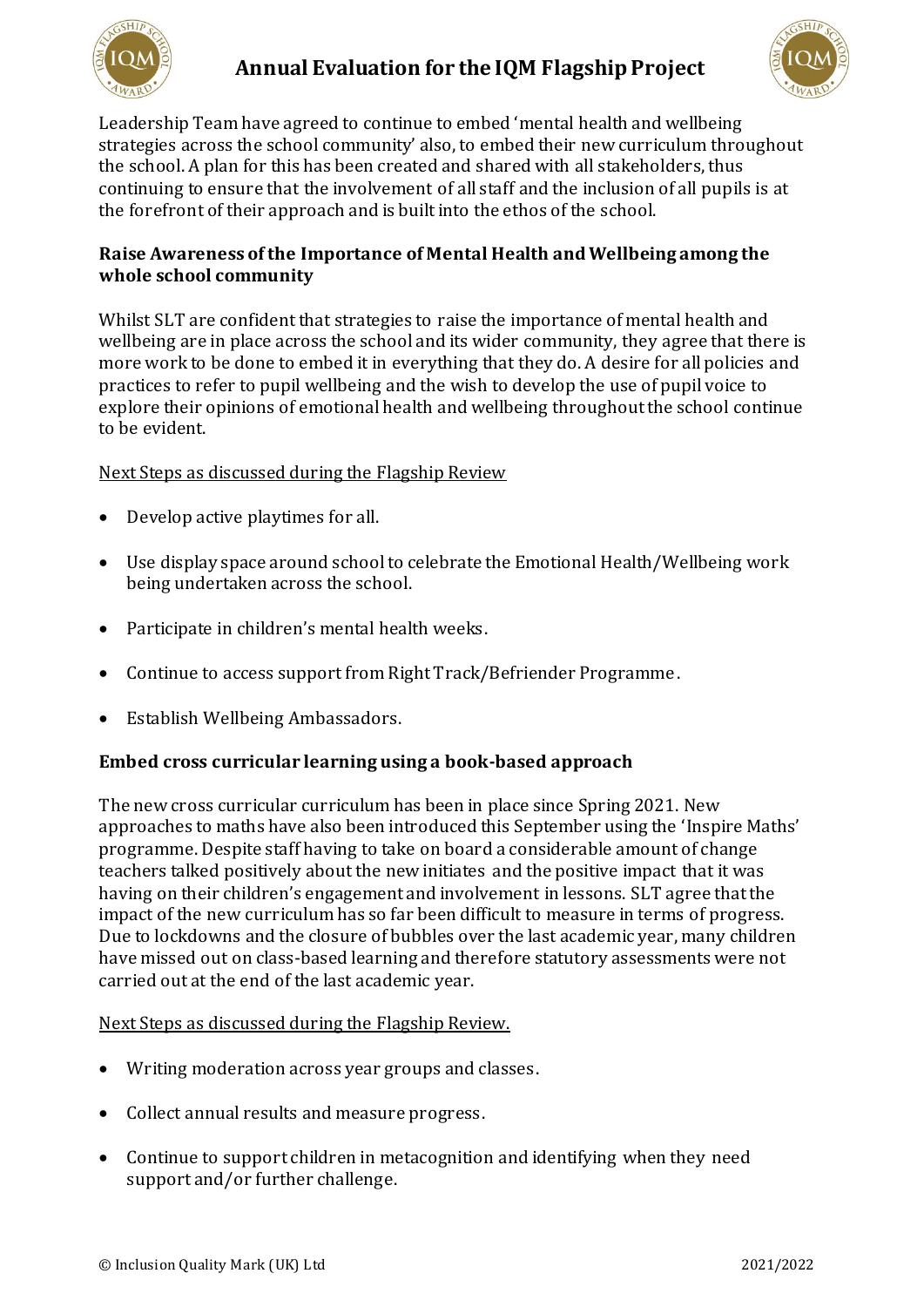Leadership Team have agreed to continue to embed 'mental health and wellbeing strategies across the school community' also, to embed their new curriculum throughout the school. A plan for this has been created and shared with all stakeholders, thus continuing to ensure that the involvement of all staff and the inclusion of all pupils is at the forefront of their approach and is built into the ethos of the school.

**Raise Awareness of the Importance of Mental Health and Wellbeing among the whole school community**

Whilst SLT are confident that strategies to raise the importance of mental health and wellbeing are in place across the school and its wider community, they agree that there is more work to be done to embed it in everything that they do. A desire for all policies and practices to refer to pupil wellbeing and the wish to develop the use of pupil voice to explore their opinions of emotional health and wellbeing throughout the school continue to be evident.

<u>Next Steps as discussed during the Flagship Review</u>

- Develop active playtimes for all.
- Use display space around school to celebrate the Emotional Health/Wellbeing work being undertaken across the school.
- Participate in children's mental health weeks.
- Continue to access support from Right Track/Befriender Programme.
- Establish Wellbeing Ambassadors.

**Embed cross curricular learning using a book-based approach**

The new cross curricular curriculum has been in place since Spring 2021. New approaches to maths have also been introduced this September using the 'Inspire Maths' programme. Despite staff having to take on board a considerable amount of change teachers talked positively about the new initiates and the positive impact that it was having on their children's engagement and involvement in lessons. SLT agree that the impact of the new curriculum has so far been difficult to measure in terms of progress. Due to lockdowns and the closure of bubbles over the last academic year, many children have missed out on class-based learning and therefore statutory assessments were not carried out at the end of the last academic year.

<u>Next Steps as discussed during the Flagship Review.</u>

- Writing moderation across year groups and classes.
- Collect annual results and measure progress.
- Continue to support children in metacognition and identifying when they need support and/or further challenge.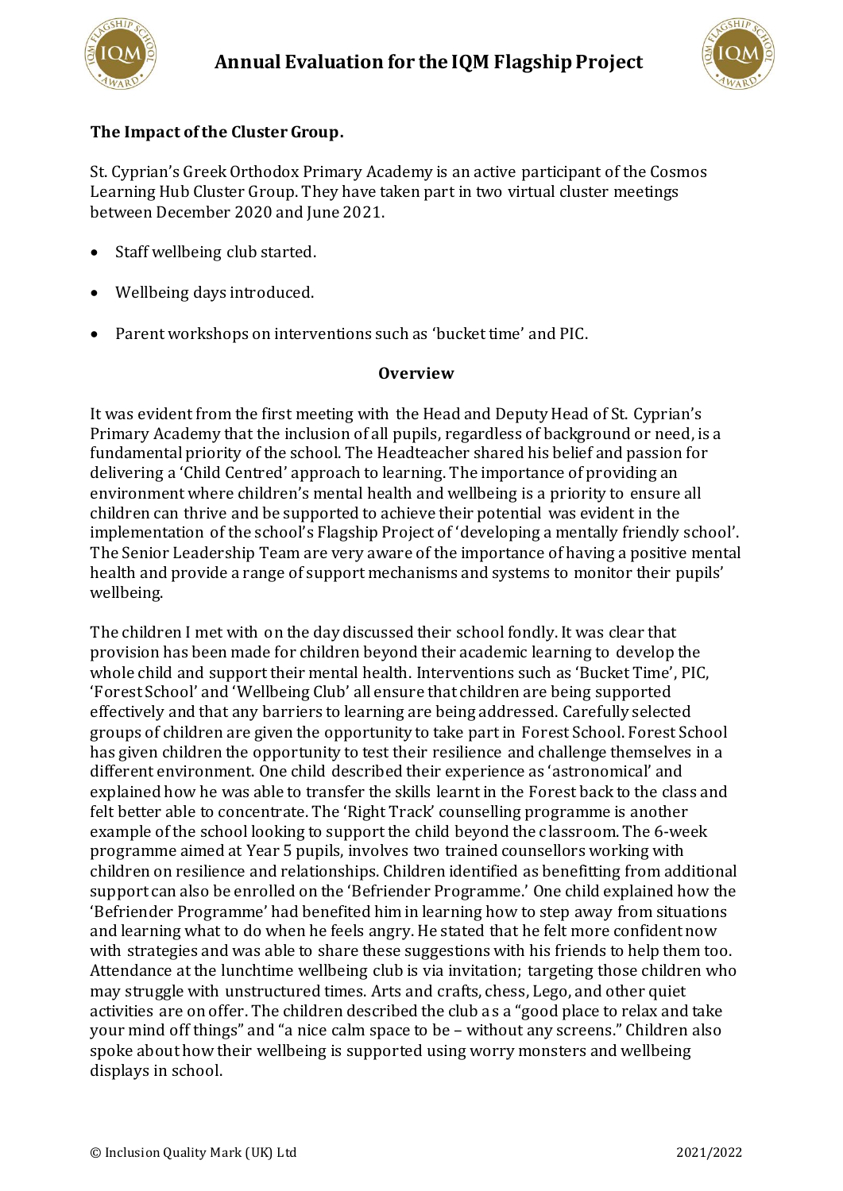**The Impact of the Cluster Group.**

St. Cyprian's Greek Orthodox Primary Academy is an active participant of the Cosmos Learning Hub Cluster Group. They have taken part in two virtual cluster meetings between December 2020 and June 2021.

- Staff wellbeing club started.
- Wellbeing days introduced.
- Parent workshops on interventions such as 'bucket time' and PIC.

**Overview**

It was evident from the first meeting with the Head and Deputy Head of St. Cyprian's Primary Academy that the inclusion of all pupils, regardless of background or need, is a fundamental priority of the school. The Headteacher shared his belief and passion for delivering a 'Child Centred' approach to learning. The importance of providing an environment where children's mental health and wellbeing is a priority to ensure all children can thrive and be supported to achieve their potential was evident in the implementation of the school's Flagship Project of 'developing a mentally friendly school'. The Senior Leadership Team are very aware of the importance of having a positive mental health and provide a range of support mechanisms and systems to monitor their pupils' wellbeing.

The children I met with on the day discussed their school fondly. It was clear that provision has been made for children beyond their academic learning to develop the whole child and support their mental health. Interventions such as 'Bucket Time', PIC, 'Forest School' and 'Wellbeing Club' all ensure that children are being supported effectively and that any barriers to learning are being addressed. Carefully selected groups of children are given the opportunity to take part in Forest School. Forest School has given children the opportunity to test their resilience and challenge themselves in a different environment. One child described their experience as 'astronomical' and explained how he was able to transfer the skills learnt in the Forest back to the class and felt better able to concentrate. The 'Right Track' counselling programme is another example of the school looking to support the child beyond the classroom. The 6-week programme aimed at Year 5 pupils, involves two trained counsellors working with children on resilience and relationships. Children identified as benefitting from additional support can also be enrolled on the 'Befriender Programme.' One child explained how the 'Befriender Programme' had benefited him in learning how to step away from situations and learning what to do when he feels angry. He stated that he felt more confident now with strategies and was able to share these suggestions with his friends to help them too. Attendance at the lunchtime wellbeing club is via invitation; targeting those children who may struggle with unstructured times. Arts and crafts, chess, Lego, and other quiet activities are on offer. The children described the club as a "good place to relax and take your mind off things" and "a nice calm space to be – without any screens." Children also spoke about how their wellbeing is supported using worry monsters and wellbeing displays in school.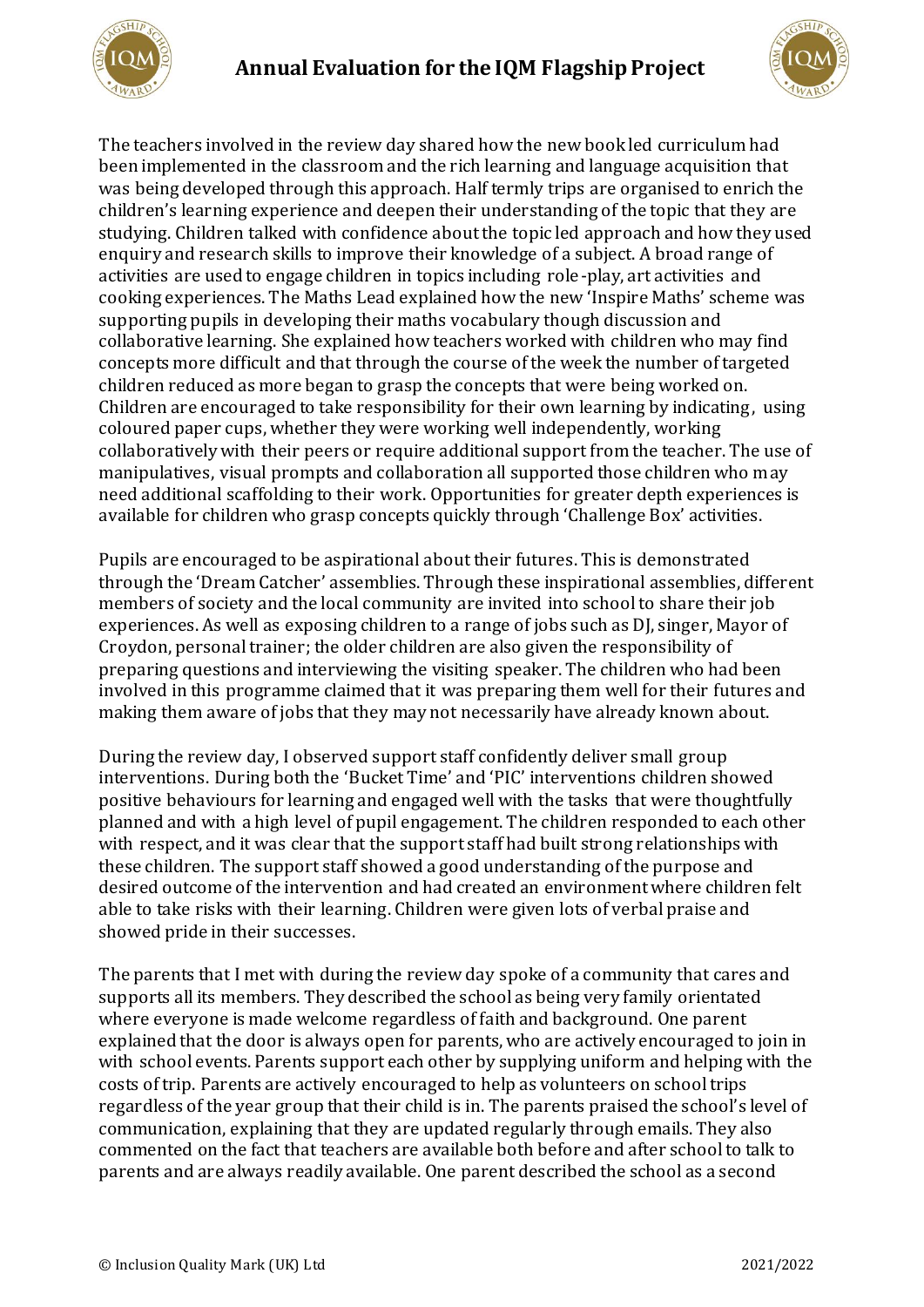The teachers involved in the review day shared how the new book led curriculum had been implemented in the classroom and the rich learning and language acquisition that was being developed through this approach. Half termly trips are organised to enrich the children's learning experience and deepen their understanding of the topic that they are studying. Children talked with confidence about the topic led approach and how they used enquiry and research skills to improve their knowledge of a subject. A broad range of activities are used to engage children in topics including role-play, art activities and cooking experiences. The Maths Lead explained how the new 'Inspire Maths' scheme was supporting pupils in developing their maths vocabulary though discussion and collaborative learning. She explained how teachers worked with children who may find concepts more difficult and that through the course of the week the number of targeted children reduced as more began to grasp the concepts that were being worked on. Children are encouraged to take responsibility for their own learning by indicating, using coloured paper cups, whether they were working well independently, working collaboratively with their peers or require additional support from the teacher. The use of manipulatives, visual prompts and collaboration all supported those children who may need additional scaffolding to their work. Opportunities for greater depth experiences is available for children who grasp concepts quickly through 'Challenge Box' activities.

Pupils are encouraged to be aspirational about their futures. This is demonstrated through the 'Dream Catcher' assemblies. Through these inspirational assemblies, different members of society and the local community are invited into school to share their job experiences. As well as exposing children to a range of jobs such as DJ, singer, Mayor of Croydon, personal trainer; the older children are also given the responsibility of preparing questions and interviewing the visiting speaker. The children who had been involved in this programme claimed that it was preparing them well for their futures and making them aware of jobs that they may not necessarily have already known about.

During the review day, I observed support staff confidently deliver small group interventions. During both the 'Bucket Time' and 'PIC' interventions children showed positive behaviours for learning and engaged well with the tasks that were thoughtfully planned and with a high level of pupil engagement. The children responded to each other with respect, and it was clear that the support staff had built strong relationships with these children. The support staff showed a good understanding of the purpose and desired outcome of the intervention and had created an environment where children felt able to take risks with their learning. Children were given lots of verbal praise and showed pride in their successes.

The parents that I met with during the review day spoke of a community that cares and supports all its members. They described the school as being very family orientated where everyone is made welcome regardless of faith and background. One parent explained that the door is always open for parents, who are actively encouraged to join in with school events. Parents support each other by supplying uniform and helping with the costs of trip. Parents are actively encouraged to help as volunteers on school trips regardless of the year group that their child is in. The parents praised the school's level of communication, explaining that they are updated regularly through emails. They also commented on the fact that teachers are available both before and after school to talk to parents and are always readily available. One parent described the school as a second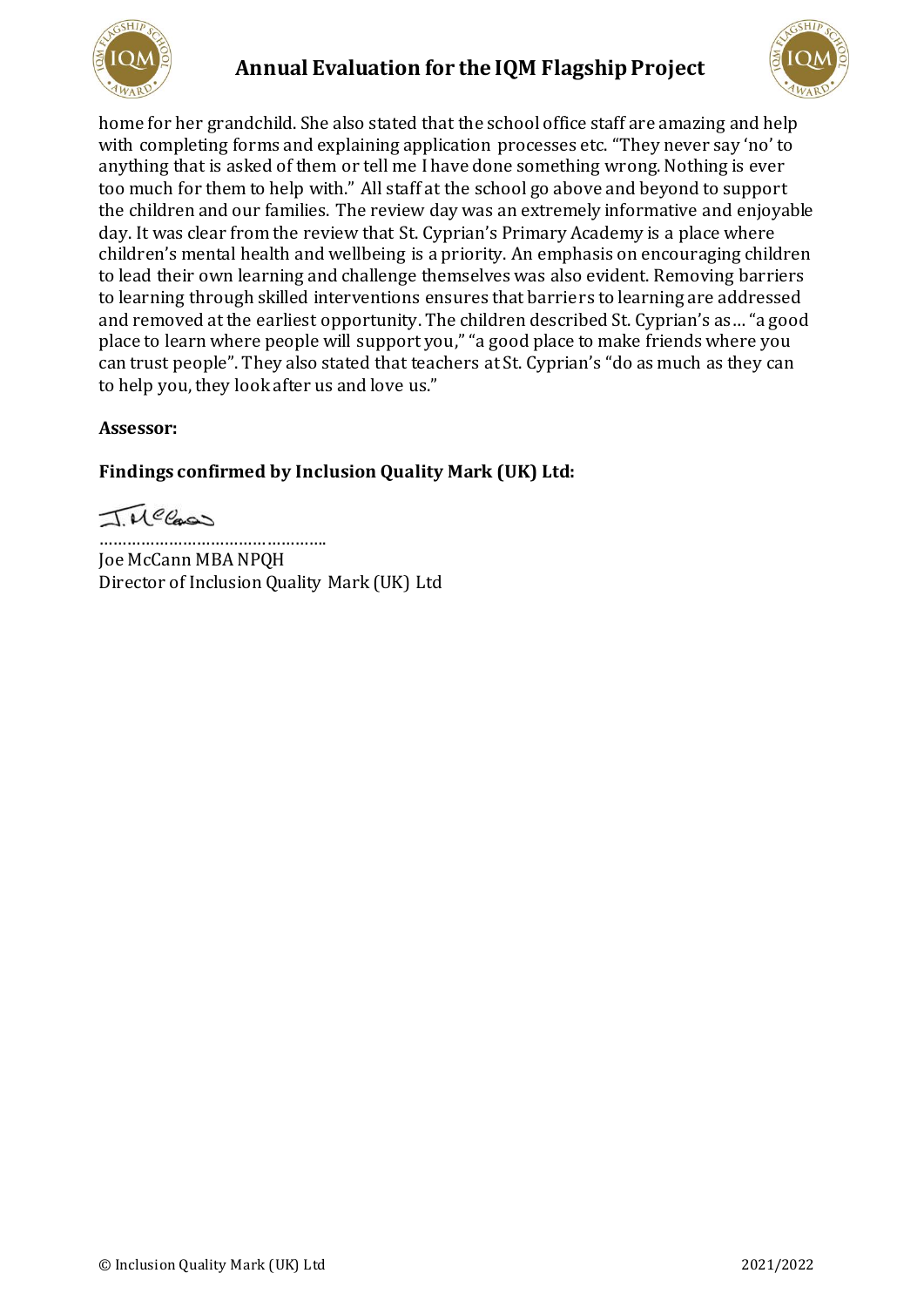home for her grandchild. She also stated that the school office staff are amazing and help with completing forms and explaining application processes etc. "They never say 'no' to anything that is asked of them or tell me I have done something wrong. Nothing is ever too much for them to help with." All staff at the school go above and beyond to support the children and our families. The review day was an extremely informative and enjoyable day. It was clear from the review that St. Cyprian's Primary Academy is a place where children's mental health and wellbeing is a priority. An emphasis on encouraging children to lead their own learning and challenge themselves was also evident. Removing barriers to learning through skilled interventions ensures that barriers to learning are addressed and removed at the earliest opportunity. The children described St. Cyprian's as… "a good place to learn where people will support you," "a good place to make friends where you can trust people". They also stated that teachers at St. Cyprian's "do as much as they can to help you, they look after us and love us."

**Assessor:**

**Findings confirmed by Inclusion Quality Mark (UK) Ltd:**

…………………………………………..

Joe McCann MBA NPQH
Director of Inclusion Quality Mark (UK) Ltd